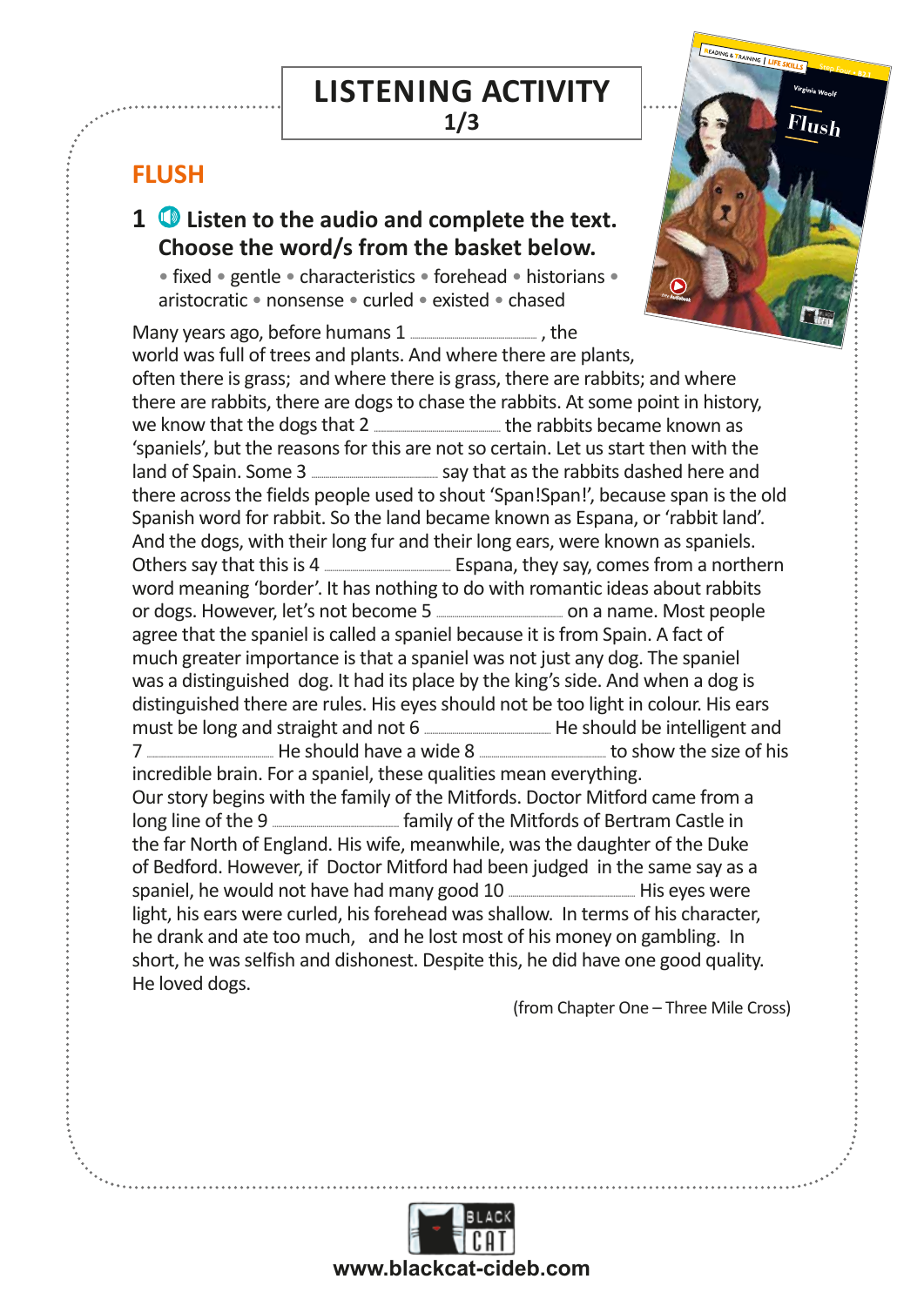# LISTENING ACTIVITY
**1/3**

## FLUSH

### 1 Listen to the audio and complete the text. Choose the word/s from the basket below.

• fixed • gentle • characteristics • forehead • historians • aristocratic • nonsense • curled • existed • chased

Many years ago, before humans 1 ______________ , the world was full of trees and plants. And where there are plants, often there is grass; and where there is grass, there are rabbits; and where there are rabbits, there are dogs to chase the rabbits. At some point in history, we know that the dogs that 2 ______________ the rabbits became known as 'spaniels', but the reasons for this are not so certain. Let us start then with the land of Spain. Some 3 ______________ say that as the rabbits dashed here and there across the fields people used to shout 'Span!Span!', because span is the old Spanish word for rabbit. So the land became known as Espana, or 'rabbit land'. And the dogs, with their long fur and their long ears, were known as spaniels. Others say that this is 4 ______________ Espana, they say, comes from a northern word meaning 'border'. It has nothing to do with romantic ideas about rabbits or dogs. However, let's not become 5 ______________ on a name. Most people agree that the spaniel is called a spaniel because it is from Spain. A fact of much greater importance is that a spaniel was not just any dog. The spaniel was a distinguished dog. It had its place by the king's side. And when a dog is distinguished there are rules. His eyes should not be too light in colour. His ears must be long and straight and not 6 ______________ He should be intelligent and 7 ______________ He should have a wide 8 ______________ to show the size of his incredible brain. For a spaniel, these qualities mean everything.

Our story begins with the family of the Mitfords. Doctor Mitford came from a long line of the 9 ______________ family of the Mitfords of Bertram Castle in the far North of England. His wife, meanwhile, was the daughter of the Duke of Bedford. However, if Doctor Mitford had been judged in the same say as a spaniel, he would not have had many good 10 ______________ His eyes were light, his ears were curled, his forehead was shallow. In terms of his character, he drank and ate too much, and he lost most of his money on gambling. In short, he was selfish and dishonest. Despite this, he did have one good quality. He loved dogs.

(from Chapter One – Three Mile Cross)

www.blackcat-cideb.com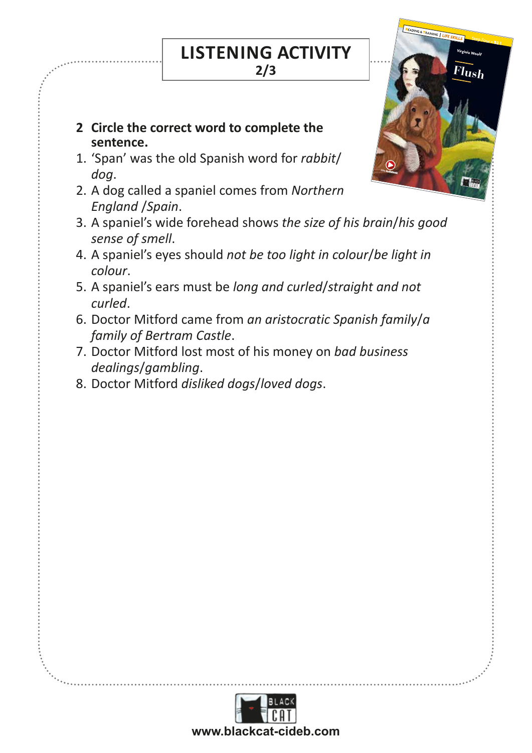# LISTENING ACTIVITY
**2/3**

**2 Circle the correct word to complete the sentence.**

1. 'Span' was the old Spanish word for *rabbit/ dog*.
2. A dog called a spaniel comes from *Northern England /Spain*.
3. A spaniel's wide forehead shows *the size of his brain/his good sense of smell*.
4. A spaniel's eyes should *not be too light in colour/be light in colour*.
5. A spaniel's ears must be *long and curled/straight and not curled*.
6. Doctor Mitford came from *an aristocratic Spanish family/a family of Bertram Castle*.
7. Doctor Mitford lost most of his money on *bad business dealings/gambling*.
8. Doctor Mitford *disliked dogs/loved dogs*.

www.blackcat-cideb.com